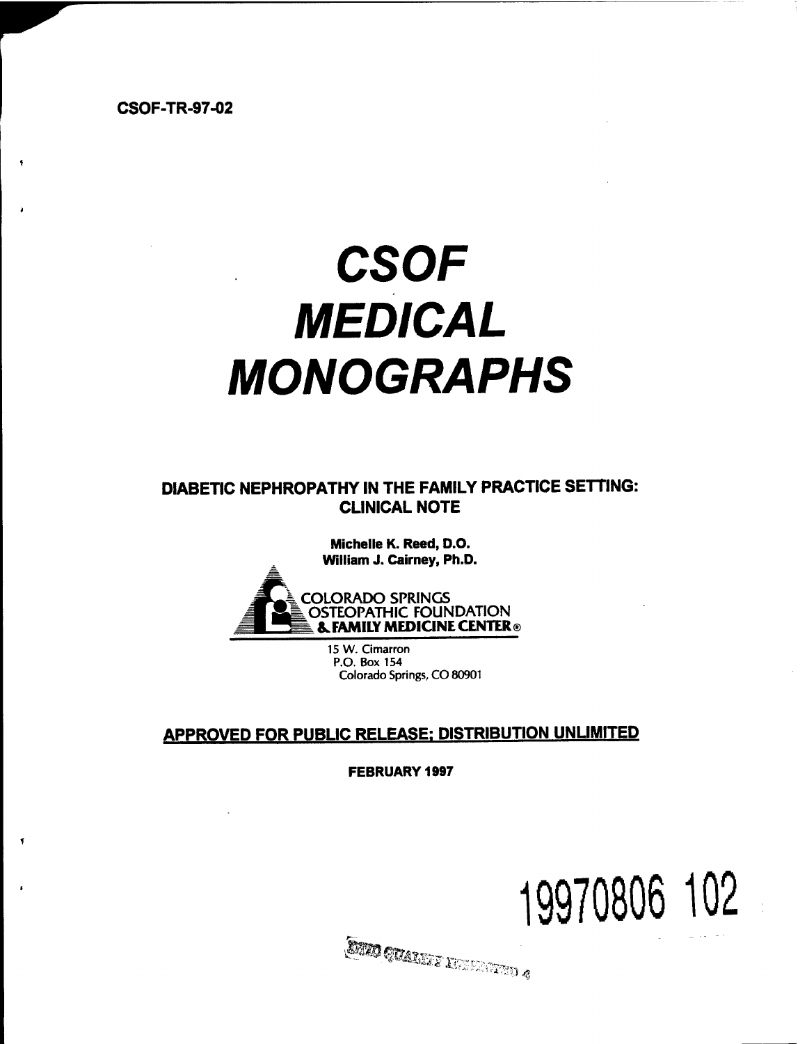CSOF-TR-97-02

# CSOF MEDICAL MONOGRAPHS

## DIABETIC NEPHROPATHY IN THE FAMILY PRACTICE SETTING: CLINICAL NOTE

**Michelle K. Reed, D.O.**
**William J. Cairney, Ph.D.**

COLORADO SPRINGS
OSTEOPATHIC FOUNDATION
& FAMILY MEDICINE CENTER®

15 W. Cimarron
P.O. Box 154
Colorado Springs, CO 80901

**APPROVED FOR PUBLIC RELEASE; DISTRIBUTION UNLIMITED**

**FEBRUARY 1997**

19970806 102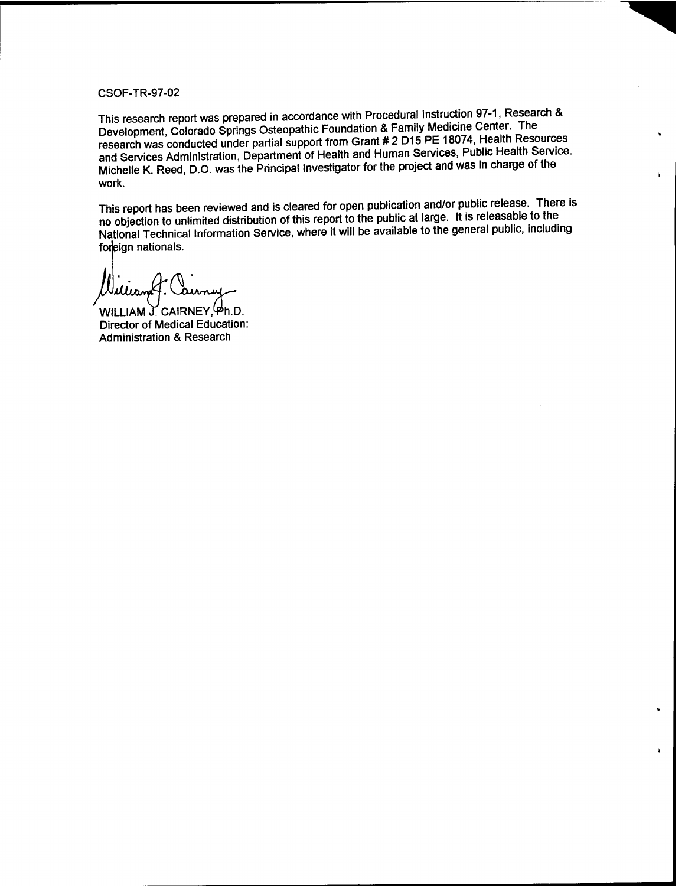CSOF-TR-97-02

This research report was prepared in accordance with Procedural Instruction 97-1, Research & Development, Colorado Springs Osteopathic Foundation & Family Medicine Center. The research was conducted under partial support from Grant # 2 D15 PE 18074, Health Resources and Services Administration, Department of Health and Human Services, Public Health Service. Michelle K. Reed, D.O. was the Principal Investigator for the project and was in charge of the work.

This report has been reviewed and is cleared for open publication and/or public release. There is no objection to unlimited distribution of this report to the public at large. It is releasable to the National Technical Information Service, where it will be available to the general public, including foreign nationals.

WILLIAM J. CAIRNEY, Ph.D.
Director of Medical Education:
Administration & Research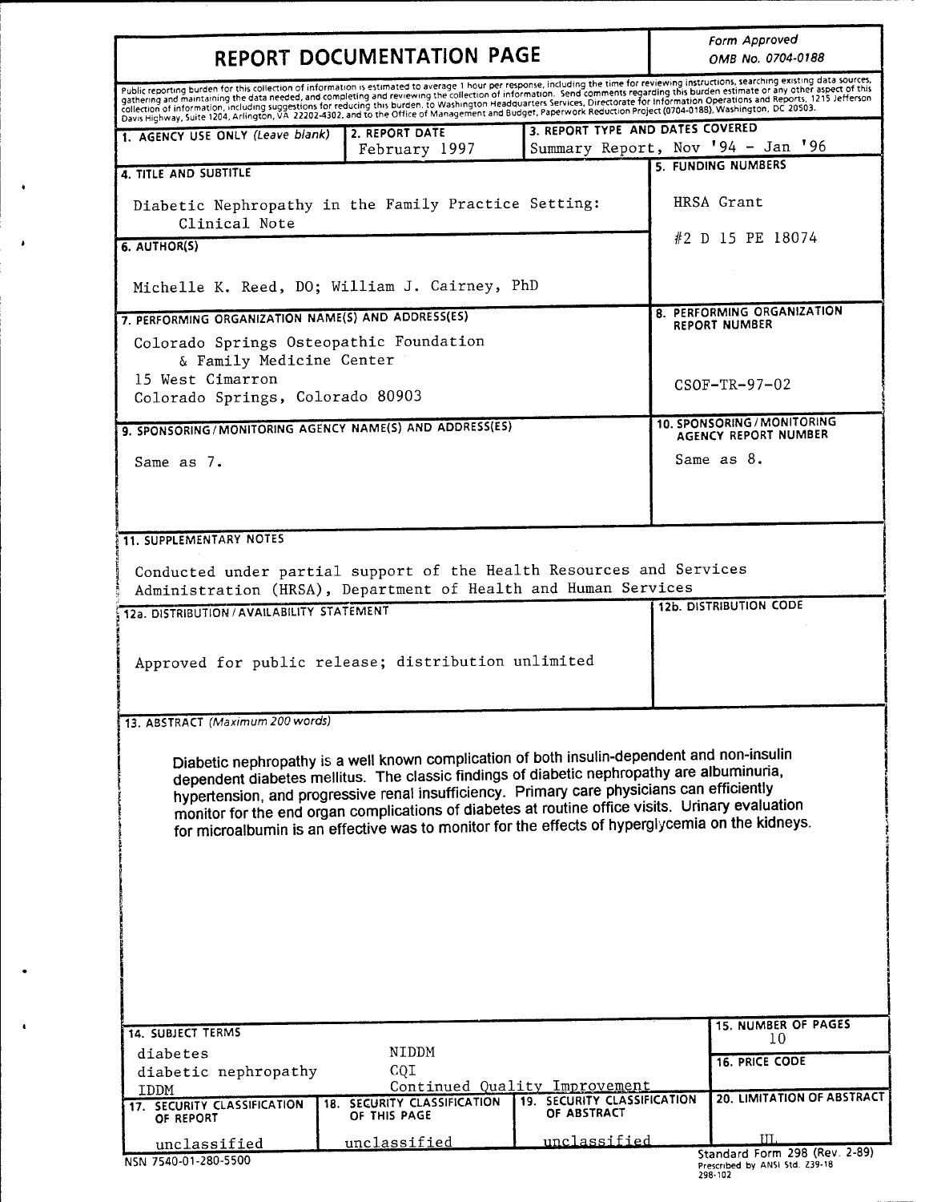# REPORT DOCUMENTATION PAGE

*Form Approved*
*OMB No. 0704-0188*

Public reporting burden for this collection of information is estimated to average 1 hour per response, including the time for reviewing instructions, searching existing data sources, gathering and maintaining the data needed, and completing and reviewing the collection of information. Send comments regarding this burden estimate or any other aspect of this collection of information, including suggestions for reducing this burden, to Washington Headquarters Services, Directorate for Information Operations and Reports, 1215 Jefferson Davis Highway, Suite 1204, Arlington, VA 22202-4302, and to the Office of Management and Budget, Paperwork Reduction Project (0704-0188), Washington, DC 20503.

| 1. AGENCY USE ONLY *(Leave blank)* | 2. REPORT DATE | 3. REPORT TYPE AND DATES COVERED |
|---|---|---|
| | February 1997 | Summary Report, Nov '94 - Jan '96 |

**4. TITLE AND SUBTITLE**

Diabetic Nephropathy in the Family Practice Setting: Clinical Note

**5. FUNDING NUMBERS**

HRSA Grant
#2 D 15 PE 18074

**6. AUTHOR(S)**

Michelle K. Reed, DO; William J. Cairney, PhD

**7. PERFORMING ORGANIZATION NAME(S) AND ADDRESS(ES)**

Colorado Springs Osteopathic Foundation
& Family Medicine Center
15 West Cimarron
Colorado Springs, Colorado 80903

**8. PERFORMING ORGANIZATION REPORT NUMBER**

CSOF-TR-97-02

**9. SPONSORING/MONITORING AGENCY NAME(S) AND ADDRESS(ES)**

Same as 7.

**10. SPONSORING/MONITORING AGENCY REPORT NUMBER**

Same as 8.

**11. SUPPLEMENTARY NOTES**

Conducted under partial support of the Health Resources and Services Administration (HRSA), Department of Health and Human Services

**12a. DISTRIBUTION/AVAILABILITY STATEMENT**

Approved for public release; distribution unlimited

**12b. DISTRIBUTION CODE**

**13. ABSTRACT** *(Maximum 200 words)*

Diabetic nephropathy is a well known complication of both insulin-dependent and non-insulin dependent diabetes mellitus. The classic findings of diabetic nephropathy are albuminuria, hypertension, and progressive renal insufficiency. Primary care physicians can efficiently monitor for the end organ complications of diabetes at routine office visits. Urinary evaluation for microalbumin is an effective was to monitor for the effects of hyperglycemia on the kidneys.

**14. SUBJECT TERMS**

diabetes
diabetic nephropathy
IDDM
NIDDM
CQI
Continued Quality Improvement

**15. NUMBER OF PAGES**

10

**16. PRICE CODE**

| 17. SECURITY CLASSIFICATION OF REPORT | 18. SECURITY CLASSIFICATION OF THIS PAGE | 19. SECURITY CLASSIFICATION OF ABSTRACT | 20. LIMITATION OF ABSTRACT |
|---|---|---|---|
| unclassified | unclassified | unclassified | UL |

NSN 7540-01-280-5500

Standard Form 298 (Rev. 2-89)
Prescribed by ANSI Std. Z39-18
298-102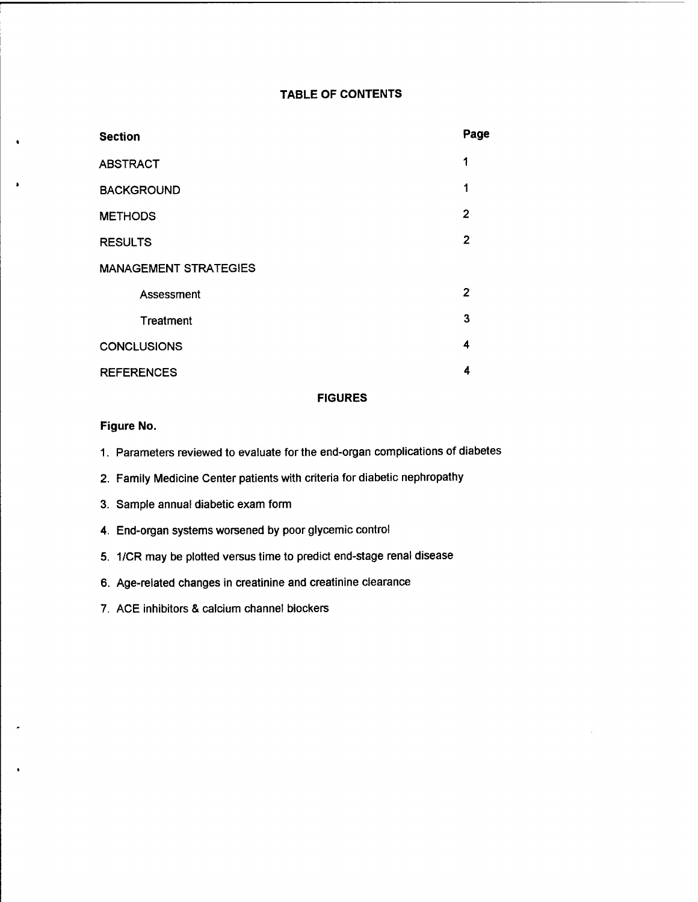## TABLE OF CONTENTS

| Section | Page |
|---|---|
| ABSTRACT | 1 |
| BACKGROUND | 1 |
| METHODS | 2 |
| RESULTS | 2 |
| MANAGEMENT STRATEGIES | |
| Assessment | 2 |
| Treatment | 3 |
| CONCLUSIONS | 4 |
| REFERENCES | 4 |

## FIGURES

**Figure No.**

1. Parameters reviewed to evaluate for the end-organ complications of diabetes
2. Family Medicine Center patients with criteria for diabetic nephropathy
3. Sample annual diabetic exam form
4. End-organ systems worsened by poor glycemic control
5. 1/CR may be plotted versus time to predict end-stage renal disease
6. Age-related changes in creatinine and creatinine clearance
7. ACE inhibitors & calcium channel blockers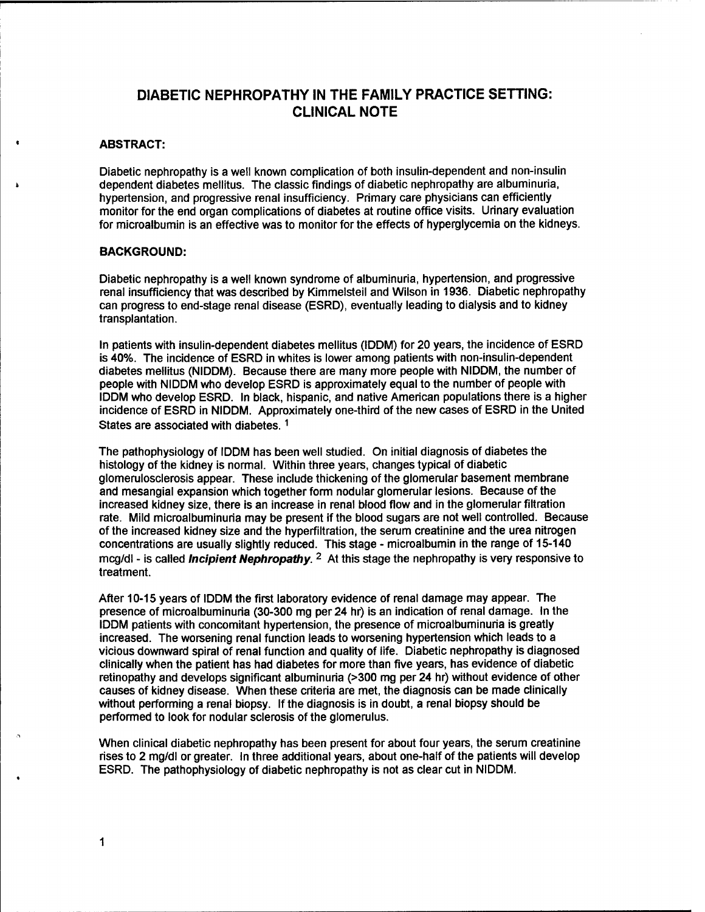# DIABETIC NEPHROPATHY IN THE FAMILY PRACTICE SETTING: CLINICAL NOTE

## ABSTRACT:

Diabetic nephropathy is a well known complication of both insulin-dependent and non-insulin dependent diabetes mellitus. The classic findings of diabetic nephropathy are albuminuria, hypertension, and progressive renal insufficiency. Primary care physicians can efficiently monitor for the end organ complications of diabetes at routine office visits. Urinary evaluation for microalbumin is an effective was to monitor for the effects of hyperglycemia on the kidneys.

## BACKGROUND:

Diabetic nephropathy is a well known syndrome of albuminuria, hypertension, and progressive renal insufficiency that was described by Kimmelsteil and Wilson in 1936. Diabetic nephropathy can progress to end-stage renal disease (ESRD), eventually leading to dialysis and to kidney transplantation.

In patients with insulin-dependent diabetes mellitus (IDDM) for 20 years, the incidence of ESRD is 40%. The incidence of ESRD in whites is lower among patients with non-insulin-dependent diabetes mellitus (NIDDM). Because there are many more people with NIDDM, the number of people with NIDDM who develop ESRD is approximately equal to the number of people with IDDM who develop ESRD. In black, hispanic, and native American populations there is a higher incidence of ESRD in NIDDM. Approximately one-third of the new cases of ESRD in the United States are associated with diabetes. [1]

The pathophysiology of IDDM has been well studied. On initial diagnosis of diabetes the histology of the kidney is normal. Within three years, changes typical of diabetic glomerulosclerosis appear. These include thickening of the glomerular basement membrane and mesangial expansion which together form nodular glomerular lesions. Because of the increased kidney size, there is an increase in renal blood flow and in the glomerular filtration rate. Mild microalbuminuria may be present if the blood sugars are not well controlled. Because of the increased kidney size and the hyperfiltration, the serum creatinine and the urea nitrogen concentrations are usually slightly reduced. This stage - microalbumin in the range of 15-140 mcg/dl - is called ***Incipient Nephropathy.*** [2] At this stage the nephropathy is very responsive to treatment.

After 10-15 years of IDDM the first laboratory evidence of renal damage may appear. The presence of microalbuminuria (30-300 mg per 24 hr) is an indication of renal damage. In the IDDM patients with concomitant hypertension, the presence of microalbuminuria is greatly increased. The worsening renal function leads to worsening hypertension which leads to a vicious downward spiral of renal function and quality of life. Diabetic nephropathy is diagnosed clinically when the patient has had diabetes for more than five years, has evidence of diabetic retinopathy and develops significant albuminuria (>300 mg per 24 hr) without evidence of other causes of kidney disease. When these criteria are met, the diagnosis can be made clinically without performing a renal biopsy. If the diagnosis is in doubt, a renal biopsy should be performed to look for nodular sclerosis of the glomerulus.

When clinical diabetic nephropathy has been present for about four years, the serum creatinine rises to 2 mg/dl or greater. In three additional years, about one-half of the patients will develop ESRD. The pathophysiology of diabetic nephropathy is not as clear cut in NIDDM.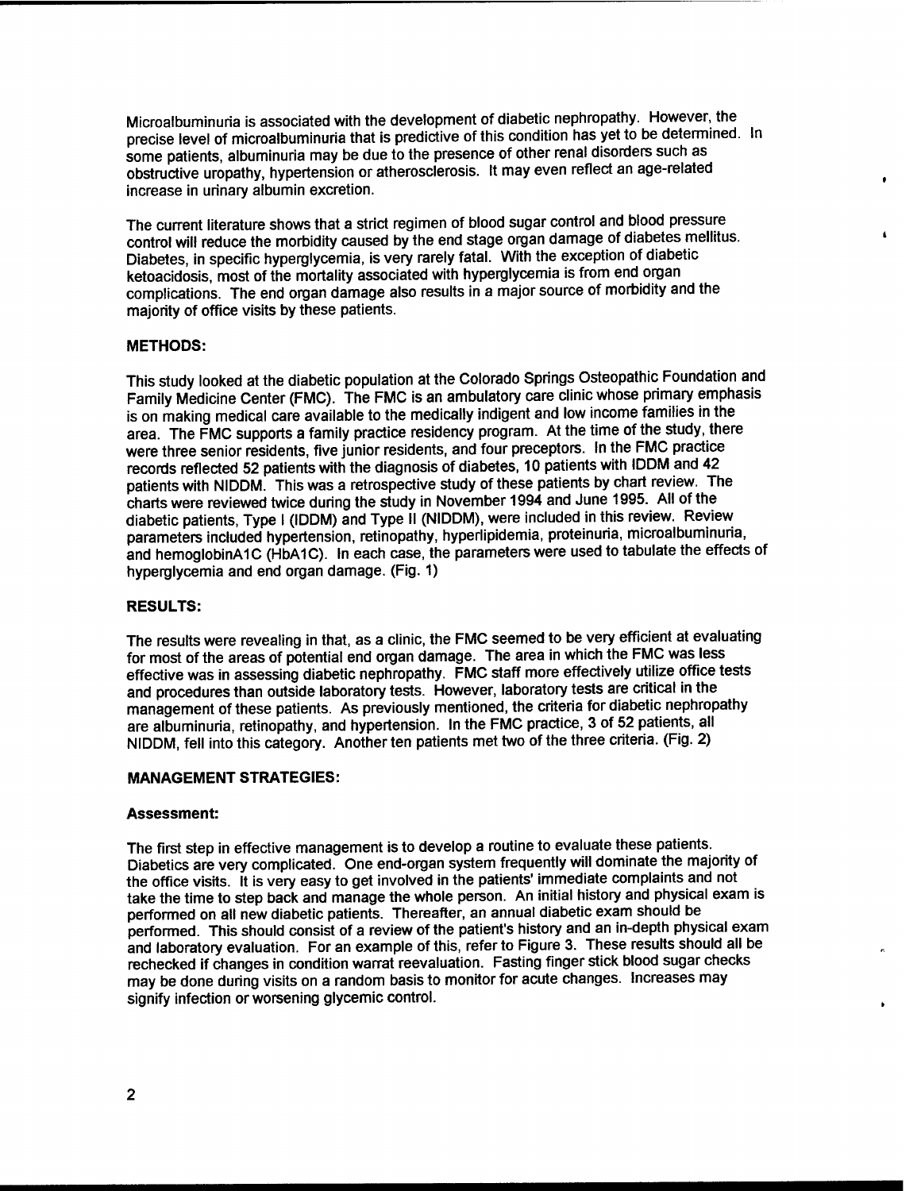Microalbuminuria is associated with the development of diabetic nephropathy. However, the precise level of microalbuminuria that is predictive of this condition has yet to be determined. In some patients, albuminuria may be due to the presence of other renal disorders such as obstructive uropathy, hypertension or atherosclerosis. It may even reflect an age-related increase in urinary albumin excretion.

The current literature shows that a strict regimen of blood sugar control and blood pressure control will reduce the morbidity caused by the end stage organ damage of diabetes mellitus. Diabetes, in specific hyperglycemia, is very rarely fatal. With the exception of diabetic ketoacidosis, most of the mortality associated with hyperglycemia is from end organ complications. The end organ damage also results in a major source of morbidity and the majority of office visits by these patients.

**METHODS:**

This study looked at the diabetic population at the Colorado Springs Osteopathic Foundation and Family Medicine Center (FMC). The FMC is an ambulatory care clinic whose primary emphasis is on making medical care available to the medically indigent and low income families in the area. The FMC supports a family practice residency program. At the time of the study, there were three senior residents, five junior residents, and four preceptors. In the FMC practice records reflected 52 patients with the diagnosis of diabetes, 10 patients with IDDM and 42 patients with NIDDM. This was a retrospective study of these patients by chart review. The charts were reviewed twice during the study in November 1994 and June 1995. All of the diabetic patients, Type I (IDDM) and Type II (NIDDM), were included in this review. Review parameters included hypertension, retinopathy, hyperlipidemia, proteinuria, microalbuminuria, and hemoglobinA1C (HbA1C). In each case, the parameters were used to tabulate the effects of hyperglycemia and end organ damage. (Fig. 1)

**RESULTS:**

The results were revealing in that, as a clinic, the FMC seemed to be very efficient at evaluating for most of the areas of potential end organ damage. The area in which the FMC was less effective was in assessing diabetic nephropathy. FMC staff more effectively utilize office tests and procedures than outside laboratory tests. However, laboratory tests are critical in the management of these patients. As previously mentioned, the criteria for diabetic nephropathy are albuminuria, retinopathy, and hypertension. In the FMC practice, 3 of 52 patients, all NIDDM, fell into this category. Another ten patients met two of the three criteria. (Fig. 2)

**MANAGEMENT STRATEGIES:**

**Assessment:**

The first step in effective management is to develop a routine to evaluate these patients. Diabetics are very complicated. One end-organ system frequently will dominate the majority of the office visits. It is very easy to get involved in the patients' immediate complaints and not take the time to step back and manage the whole person. An initial history and physical exam is performed on all new diabetic patients. Thereafter, an annual diabetic exam should be performed. This should consist of a review of the patient's history and an in-depth physical exam and laboratory evaluation. For an example of this, refer to Figure 3. These results should all be rechecked if changes in condition warrat reevaluation. Fasting finger stick blood sugar checks may be done during visits on a random basis to monitor for acute changes. Increases may signify infection or worsening glycemic control.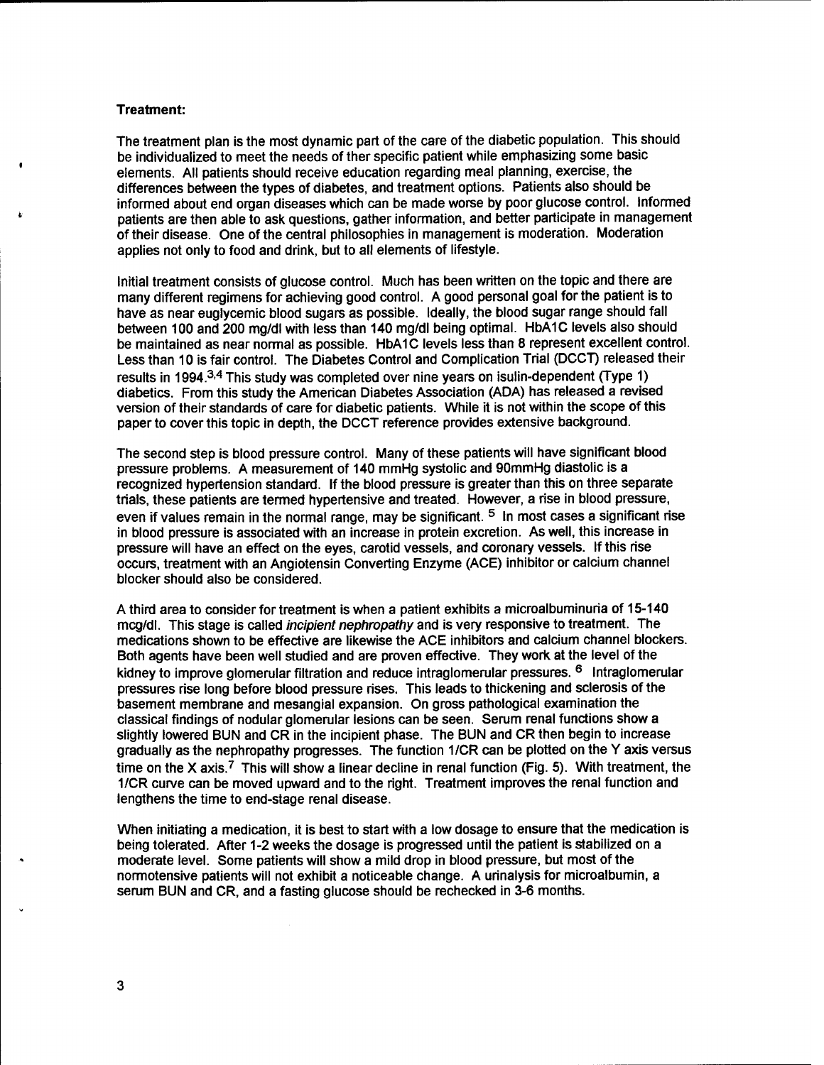**Treatment:**

The treatment plan is the most dynamic part of the care of the diabetic population. This should be individualized to meet the needs of ther specific patient while emphasizing some basic elements. All patients should receive education regarding meal planning, exercise, the differences between the types of diabetes, and treatment options. Patients also should be informed about end organ diseases which can be made worse by poor glucose control. Informed patients are then able to ask questions, gather information, and better participate in management of their disease. One of the central philosophies in management is moderation. Moderation applies not only to food and drink, but to all elements of lifestyle.

Initial treatment consists of glucose control. Much has been written on the topic and there are many different regimens for achieving good control. A good personal goal for the patient is to have as near euglycemic blood sugars as possible. Ideally, the blood sugar range should fall between 100 and 200 mg/dl with less than 140 mg/dl being optimal. HbA1C levels also should be maintained as near normal as possible. HbA1C levels less than 8 represent excellent control. Less than 10 is fair control. The Diabetes Control and Complication Trial (DCCT) released their results in 1994.[3,4] This study was completed over nine years on isulin-dependent (Type 1) diabetics. From this study the American Diabetes Association (ADA) has released a revised version of their standards of care for diabetic patients. While it is not within the scope of this paper to cover this topic in depth, the DCCT reference provides extensive background.

The second step is blood pressure control. Many of these patients will have significant blood pressure problems. A measurement of 140 mmHg systolic and 90mmHg diastolic is a recognized hypertension standard. If the blood pressure is greater than this on three separate trials, these patients are termed hypertensive and treated. However, a rise in blood pressure, even if values remain in the normal range, may be significant. [5] In most cases a significant rise in blood pressure is associated with an increase in protein excretion. As well, this increase in pressure will have an effect on the eyes, carotid vessels, and coronary vessels. If this rise occurs, treatment with an Angiotensin Converting Enzyme (ACE) inhibitor or calcium channel blocker should also be considered.

A third area to consider for treatment is when a patient exhibits a microalbuminuria of 15-140 mcg/dl. This stage is called *incipient nephropathy* and is very responsive to treatment. The medications shown to be effective are likewise the ACE inhibitors and calcium channel blockers. Both agents have been well studied and are proven effective. They work at the level of the kidney to improve glomerular filtration and reduce intraglomerular pressures. [6] Intraglomerular pressures rise long before blood pressure rises. This leads to thickening and sclerosis of the basement membrane and mesangial expansion. On gross pathological examination the classical findings of nodular glomerular lesions can be seen. Serum renal functions show a slightly lowered BUN and CR in the incipient phase. The BUN and CR then begin to increase gradually as the nephropathy progresses. The function 1/CR can be plotted on the Y axis versus time on the X axis.[7] This will show a linear decline in renal function (Fig. 5). With treatment, the 1/CR curve can be moved upward and to the right. Treatment improves the renal function and lengthens the time to end-stage renal disease.

When initiating a medication, it is best to start with a low dosage to ensure that the medication is being tolerated. After 1-2 weeks the dosage is progressed until the patient is stabilized on a moderate level. Some patients will show a mild drop in blood pressure, but most of the normotensive patients will not exhibit a noticeable change. A urinalysis for microalbumin, a serum BUN and CR, and a fasting glucose should be rechecked in 3-6 months.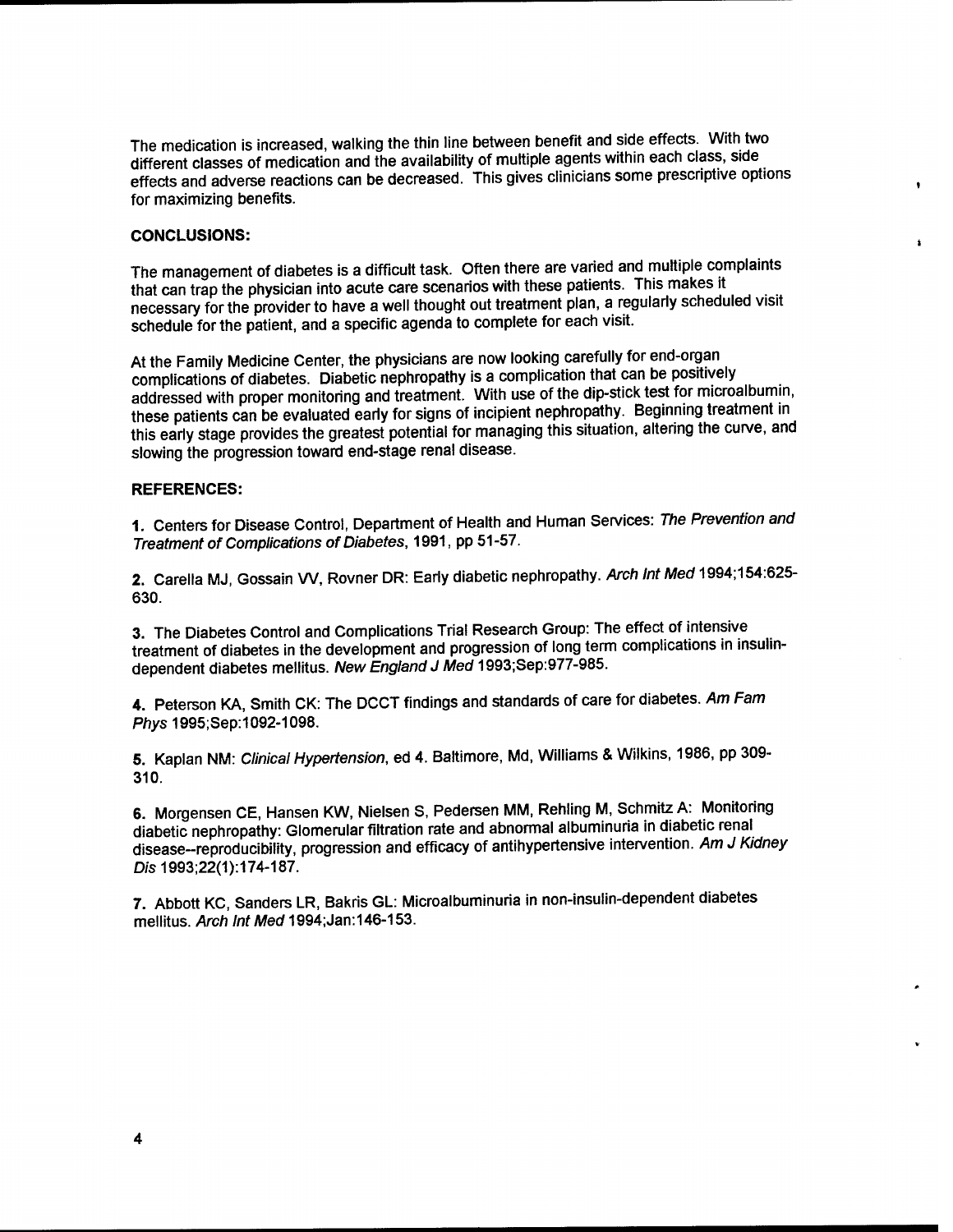The medication is increased, walking the thin line between benefit and side effects. With two different classes of medication and the availability of multiple agents within each class, side effects and adverse reactions can be decreased. This gives clinicians some prescriptive options for maximizing benefits.

**CONCLUSIONS:**

The management of diabetes is a difficult task. Often there are varied and multiple complaints that can trap the physician into acute care scenarios with these patients. This makes it necessary for the provider to have a well thought out treatment plan, a regularly scheduled visit schedule for the patient, and a specific agenda to complete for each visit.

At the Family Medicine Center, the physicians are now looking carefully for end-organ complications of diabetes. Diabetic nephropathy is a complication that can be positively addressed with proper monitoring and treatment. With use of the dip-stick test for microalbumin, these patients can be evaluated early for signs of incipient nephropathy. Beginning treatment in this early stage provides the greatest potential for managing this situation, altering the curve, and slowing the progression toward end-stage renal disease.

**REFERENCES:**

**1.** Centers for Disease Control, Department of Health and Human Services: *The Prevention and Treatment of Complications of Diabetes*, 1991, pp 51-57.

**2.** Carella MJ, Gossain VV, Rovner DR: Early diabetic nephropathy. *Arch Int Med* 1994;154:625-630.

**3.** The Diabetes Control and Complications Trial Research Group: The effect of intensive treatment of diabetes in the development and progression of long term complications in insulin-dependent diabetes mellitus. *New England J Med* 1993;Sep:977-985.

**4.** Peterson KA, Smith CK: The DCCT findings and standards of care for diabetes. *Am Fam Phys* 1995;Sep:1092-1098.

**5.** Kaplan NM: *Clinical Hypertension*, ed 4. Baltimore, Md, Williams & Wilkins, 1986, pp 309-310.

**6.** Morgensen CE, Hansen KW, Nielsen S, Pedersen MM, Rehling M, Schmitz A: Monitoring diabetic nephropathy: Glomerular filtration rate and abnormal albuminuria in diabetic renal disease--reproducibility, progression and efficacy of antihypertensive intervention. *Am J Kidney Dis* 1993;22(1):174-187.

**7.** Abbott KC, Sanders LR, Bakris GL: Microalbuminuria in non-insulin-dependent diabetes mellitus. *Arch Int Med* 1994;Jan:146-153.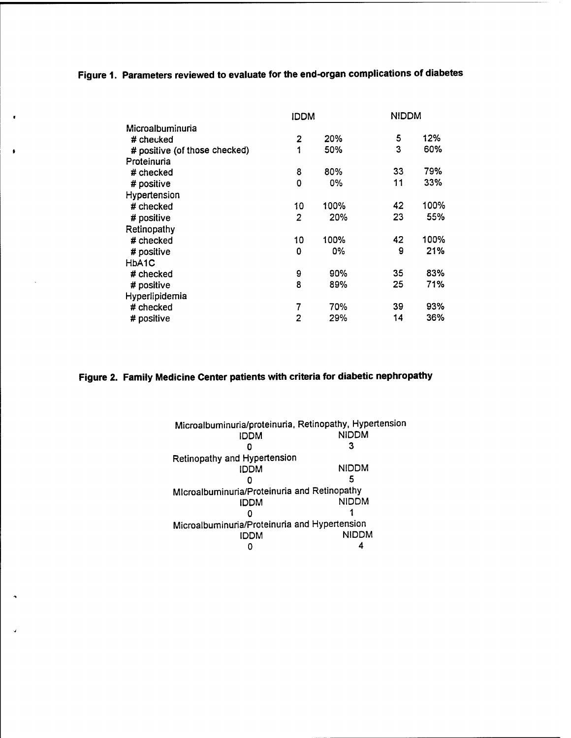**Figure 1. Parameters reviewed to evaluate for the end-organ complications of diabetes**

| | IDDM | | NIDDM | |
|---|---|---|---|---|
| Microalbuminuria | | | | |
| # checked | 2 | 20% | 5 | 12% |
| # positive (of those checked) | 1 | 50% | 3 | 60% |
| Proteinuria | | | | |
| # checked | 8 | 80% | 33 | 79% |
| # positive | 0 | 0% | 11 | 33% |
| Hypertension | | | | |
| # checked | 10 | 100% | 42 | 100% |
| # positive | 2 | 20% | 23 | 55% |
| Retinopathy | | | | |
| # checked | 10 | 100% | 42 | 100% |
| # positive | 0 | 0% | 9 | 21% |
| HbA1C | | | | |
| # checked | 9 | 90% | 35 | 83% |
| # positive | 8 | 89% | 25 | 71% |
| Hyperlipidemia | | | | |
| # checked | 7 | 70% | 39 | 93% |
| # positive | 2 | 29% | 14 | 36% |

**Figure 2. Family Medicine Center patients with criteria for diabetic nephropathy**

| | IDDM | NIDDM |
|---|---|---|
| Microalbuminuria/proteinuria, Retinopathy, Hypertension | 0 | 3 |
| Retinopathy and Hypertension | 0 | 5 |
| Microalbuminuria/Proteinuria and Retinopathy | 0 | 1 |
| Microalbuminuria/Proteinuria and Hypertension | 0 | 4 |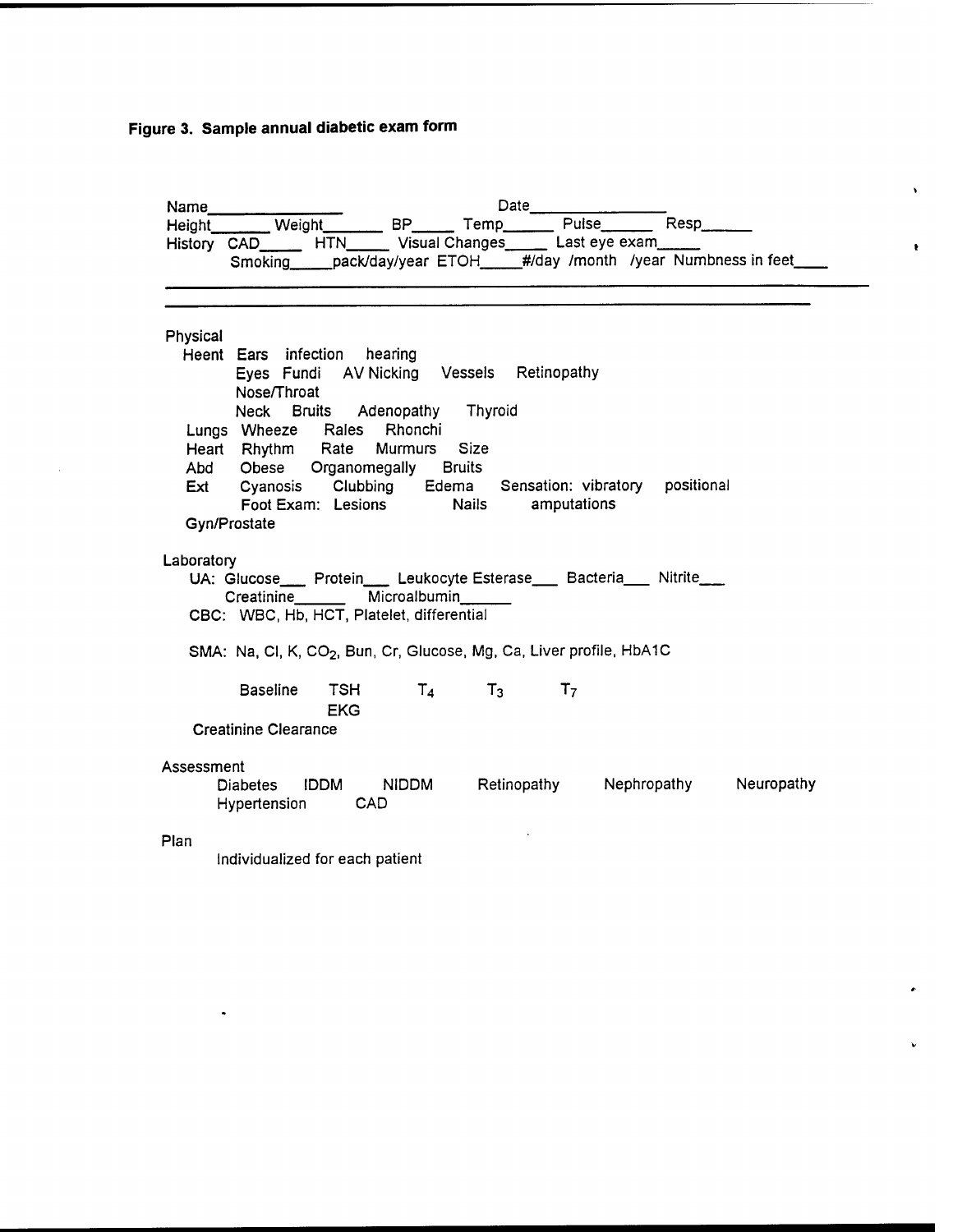**Figure 3. Sample annual diabetic exam form**

Name________________ Date________________

Height_______ Weight_______ BP_____ Temp______ Pulse______ Resp______

History CAD_____ HTN_____ Visual Changes_____ Last eye exam_____

Smoking_____pack/day/year ETOH_____#/day /month /year Numbness in feet____

Physical

- Heent Ears infection hearing
  - Eyes Fundi AV Nicking Vessels Retinopathy
  - Nose/Throat
  - Neck Bruits Adenopathy Thyroid
- Lungs Wheeze Rales Rhonchi
- Heart Rhythm Rate Murmurs Size
- Abd Obese Organomegally Bruits
- Ext Cyanosis Clubbing Edema Sensation: vibratory positional
  - Foot Exam: Lesions Nails amputations
- Gyn/Prostate

Laboratory

- UA: Glucose___ Protein___ Leukocyte Esterase___ Bacteria___ Nitrite___
  - Creatinine______ Microalbumin______
- CBC: WBC, Hb, HCT, Platelet, differential
- SMA: Na, Cl, K, $CO_2$, Bun, Cr, Glucose, Mg, Ca, Liver profile, HbA1C
  - Baseline TSH $T_4$ $T_3$ $T_7$
  - EKG
- Creatinine Clearance

Assessment

Diabetes IDDM NIDDM Retinopathy Nephropathy Neuropathy

Hypertension CAD

Plan

Individualized for each patient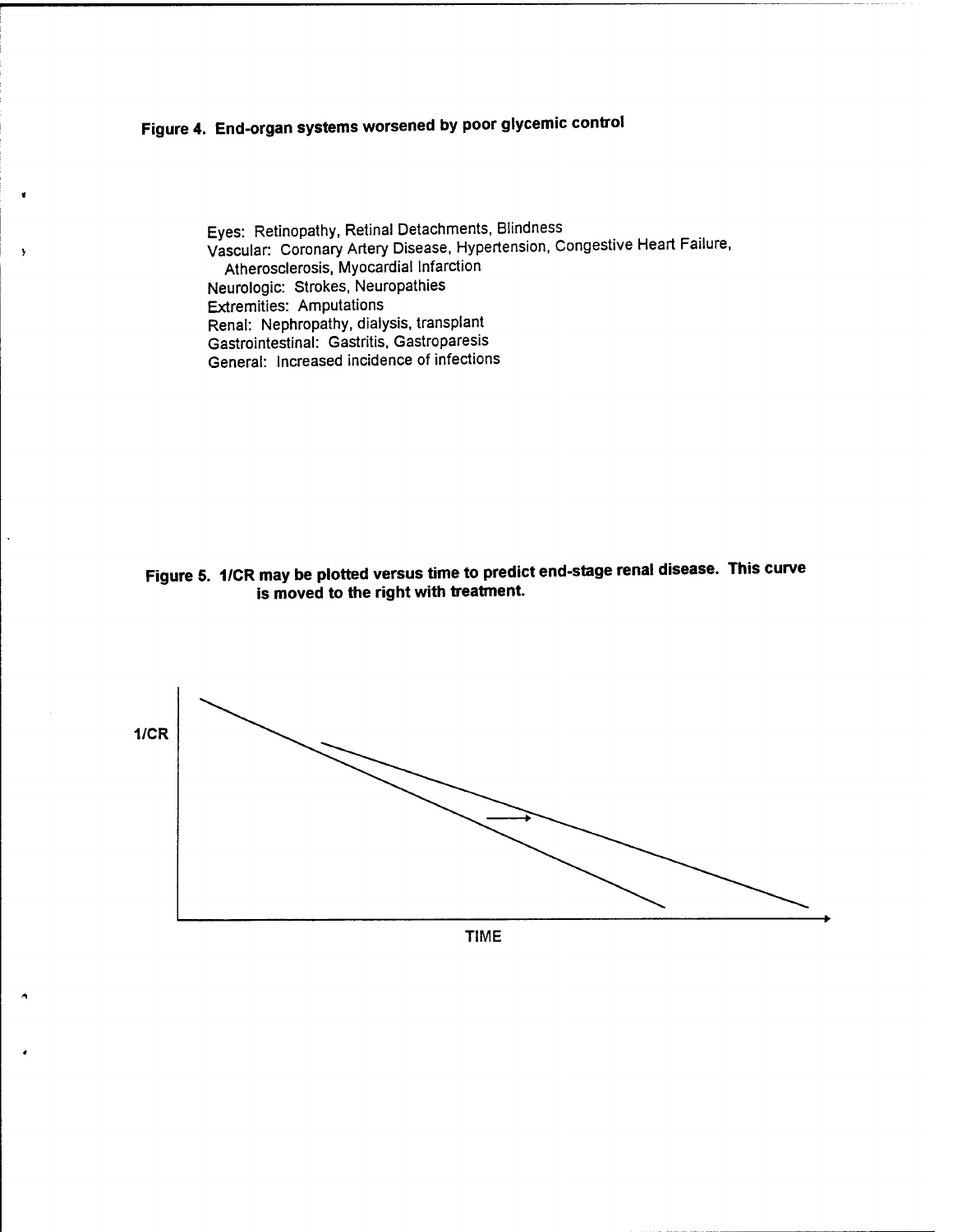**Figure 4. End-organ systems worsened by poor glycemic control**

Eyes: Retinopathy, Retinal Detachments, Blindness
Vascular: Coronary Artery Disease, Hypertension, Congestive Heart Failure, Atherosclerosis, Myocardial Infarction
Neurologic: Strokes, Neuropathies
Extremities: Amputations
Renal: Nephropathy, dialysis, transplant
Gastrointestinal: Gastritis, Gastroparesis
General: Increased incidence of infections

**Figure 5. 1/CR may be plotted versus time to predict end-stage renal disease. This curve is moved to the right with treatment.**

1/CR

TIME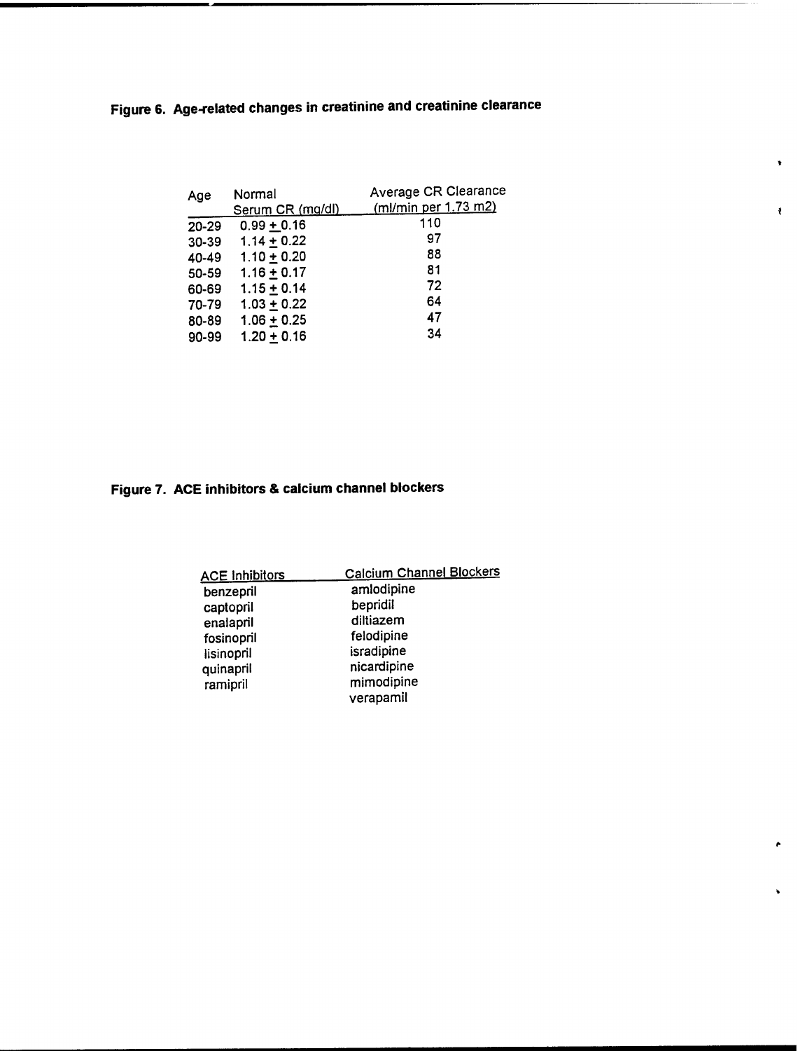**Figure 6. Age-related changes in creatinine and creatinine clearance**

| Age | Normal Serum CR (mg/dl) | Average CR Clearance (ml/min per 1.73 m2) |
|---|---|---|
| 20-29 | 0.99 ± 0.16 | 110 |
| 30-39 | 1.14 ± 0.22 | 97 |
| 40-49 | 1.10 ± 0.20 | 88 |
| 50-59 | 1.16 ± 0.17 | 81 |
| 60-69 | 1.15 ± 0.14 | 72 |
| 70-79 | 1.03 ± 0.22 | 64 |
| 80-89 | 1.06 ± 0.25 | 47 |
| 90-99 | 1.20 ± 0.16 | 34 |

**Figure 7. ACE inhibitors & calcium channel blockers**

| ACE Inhibitors | Calcium Channel Blockers |
|---|---|
| benzepril | amlodipine |
| captopril | bepridil |
| enalapril | diltiazem |
| fosinopril | felodipine |
| lisinopril | isradipine |
| quinapril | nicardipine |
| ramipril | mimodipine |
| | verapamil |